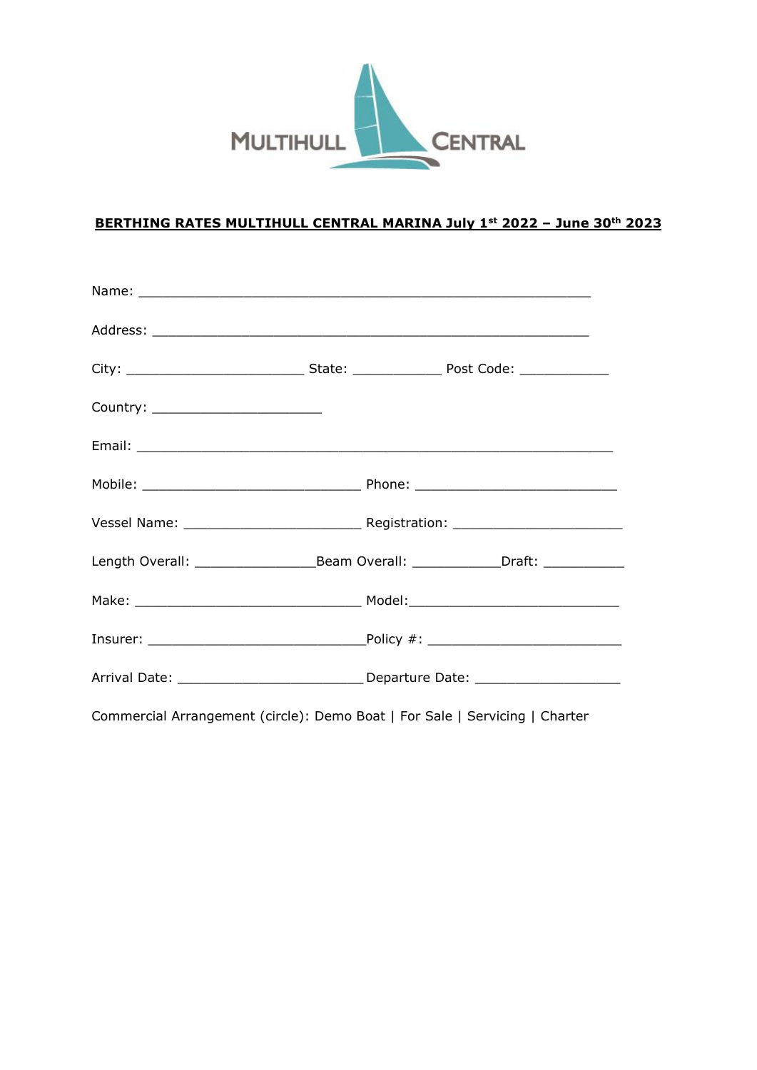MULTIHULL CENTRAL

**BERTHING RATES MULTIHULL CENTRAL MARINA July 1st 2022 – June 30th 2023**

Name: ____________________________________________________________

Address: __________________________________________________________

City: ______________________ State: ___________ Post Code: ___________

Country: _____________________

Email: ____________________________________________________________

Mobile: ___________________________ Phone: _________________________

Vessel Name: ______________________ Registration: _____________________

Length Overall: _______________Beam Overall: ___________Draft: __________

Make: ____________________________ Model:__________________________

Insurer: ___________________________Policy #: _________________________

Arrival Date: _______________________Departure Date: __________________

Commercial Arrangement (circle): Demo Boat | For Sale | Servicing | Charter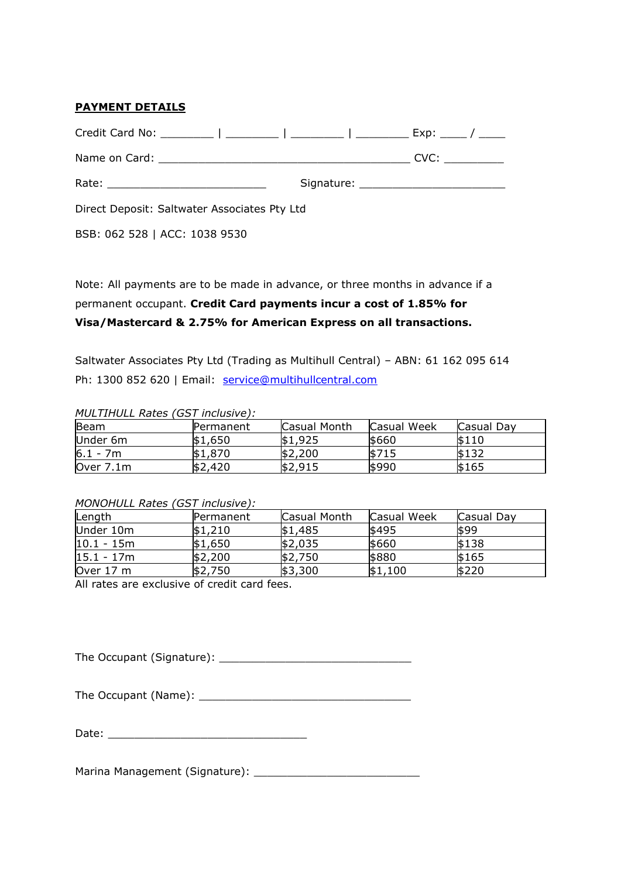**PAYMENT DETAILS**

Credit Card No: ________ | ________ | ________ | ________ Exp: ____ / ____

Name on Card: ________________________________________ CVC: _________

Rate: ________________________ Signature: ______________________

Direct Deposit: Saltwater Associates Pty Ltd

BSB: 062 528 | ACC: 1038 9530

Note: All payments are to be made in advance, or three months in advance if a permanent occupant. **Credit Card payments incur a cost of 1.85% for Visa/Mastercard & 2.75% for American Express on all transactions.**

Saltwater Associates Pty Ltd (Trading as Multihull Central) – ABN: 61 162 095 614
Ph: 1300 852 620 | Email: service@multihullcentral.com

*MULTIHULL Rates (GST inclusive):*

| Beam | Permanent | Casual Month | Casual Week | Casual Day |
|---|---|---|---|---|
| Under 6m | $1,650 | $1,925 | $660 | $110 |
| 6.1 - 7m | $1,870 | $2,200 | $715 | $132 |
| Over 7.1m | $2,420 | $2,915 | $990 | $165 |

*MONOHULL Rates (GST inclusive):*

| Length | Permanent | Casual Month | Casual Week | Casual Day |
|---|---|---|---|---|
| Under 10m | $1,210 | $1,485 | $495 | $99 |
| 10.1 - 15m | $1,650 | $2,035 | $660 | $138 |
| 15.1 - 17m | $2,200 | $2,750 | $880 | $165 |
| Over 17 m | $2,750 | $3,300 | $1,100 | $220 |

All rates are exclusive of credit card fees.

The Occupant (Signature): _____________________________

The Occupant (Name): _________________________________

Date: _______________________________

Marina Management (Signature): _________________________